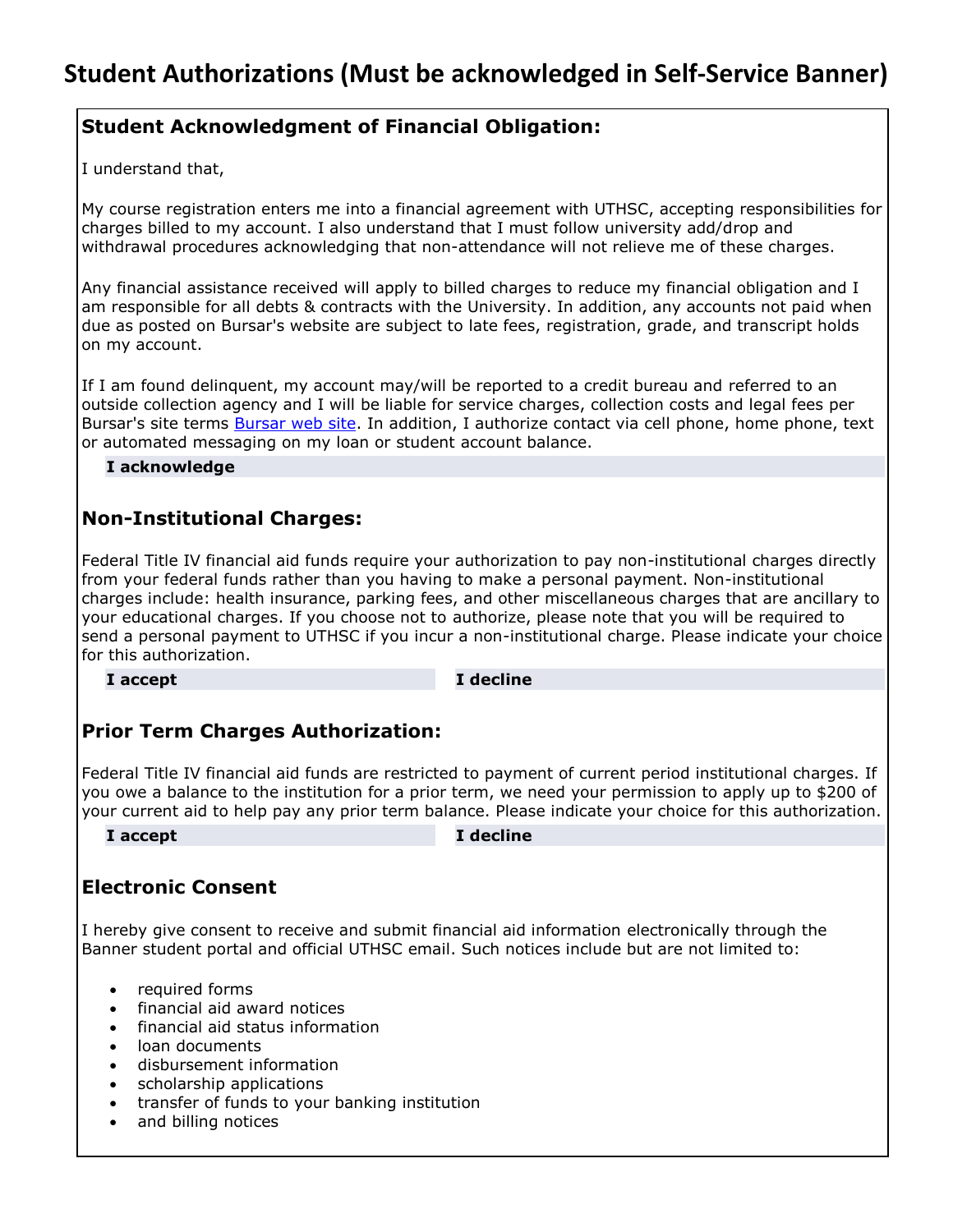# Student Authorizations (Must be acknowledged in Self-Service Banner)

## Student Acknowledgment of Financial Obligation:

I understand that,

My course registration enters me into a financial agreement with UTHSC, accepting responsibilities for charges billed to my account. I also understand that I must follow university add/drop and withdrawal procedures acknowledging that non-attendance will not relieve me of these charges.

Any financial assistance received will apply to billed charges to reduce my financial obligation and I am responsible for all debts & contracts with the University. In addition, any accounts not paid when due as posted on Bursar's website are subject to late fees, registration, grade, and transcript holds on my account.

If I am found delinquent, my account may/will be reported to a credit bureau and referred to an outside collection agency and I will be liable for service charges, collection costs and legal fees per Bursar's site terms Bursar web site. In addition, I authorize contact via cell phone, home phone, text or automated messaging on my loan or student account balance.

**I acknowledge**

## Non-Institutional Charges:

Federal Title IV financial aid funds require your authorization to pay non-institutional charges directly from your federal funds rather than you having to make a personal payment. Non-institutional charges include: health insurance, parking fees, and other miscellaneous charges that are ancillary to your educational charges. If you choose not to authorize, please note that you will be required to send a personal payment to UTHSC if you incur a non-institutional charge. Please indicate your choice for this authorization.

**I accept** **I decline**

## Prior Term Charges Authorization:

Federal Title IV financial aid funds are restricted to payment of current period institutional charges. If you owe a balance to the institution for a prior term, we need your permission to apply up to $200 of your current aid to help pay any prior term balance. Please indicate your choice for this authorization.

**I accept** **I decline**

## Electronic Consent

I hereby give consent to receive and submit financial aid information electronically through the Banner student portal and official UTHSC email. Such notices include but are not limited to:

- required forms
- financial aid award notices
- financial aid status information
- loan documents
- disbursement information
- scholarship applications
- transfer of funds to your banking institution
- and billing notices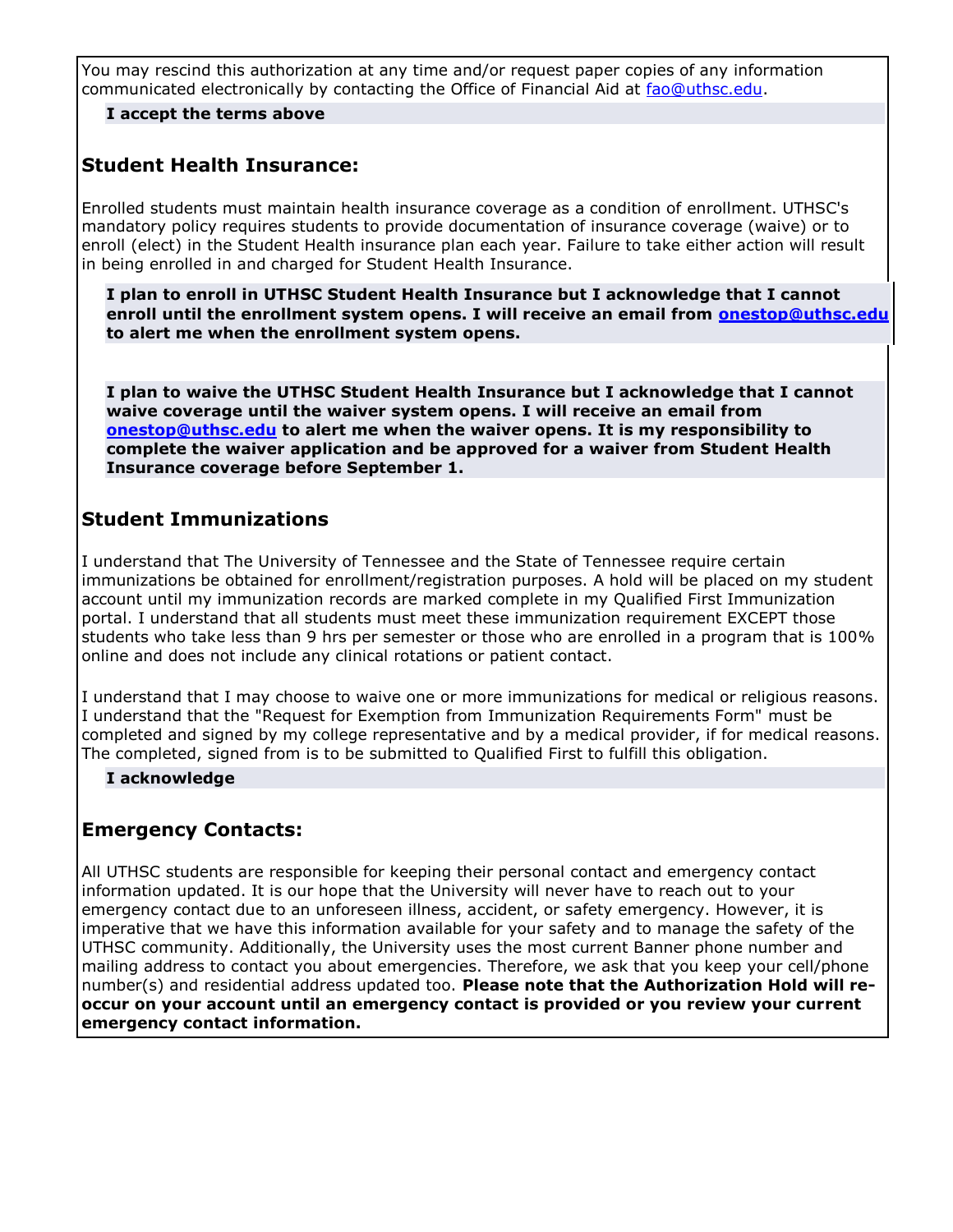You may rescind this authorization at any time and/or request paper copies of any information communicated electronically by contacting the Office of Financial Aid at fao@uthsc.edu.

**I accept the terms above**

## Student Health Insurance:

Enrolled students must maintain health insurance coverage as a condition of enrollment. UTHSC's mandatory policy requires students to provide documentation of insurance coverage (waive) or to enroll (elect) in the Student Health insurance plan each year. Failure to take either action will result in being enrolled in and charged for Student Health Insurance.

**I plan to enroll in UTHSC Student Health Insurance but I acknowledge that I cannot enroll until the enrollment system opens. I will receive an email from onestop@uthsc.edu to alert me when the enrollment system opens.**

**I plan to waive the UTHSC Student Health Insurance but I acknowledge that I cannot waive coverage until the waiver system opens. I will receive an email from onestop@uthsc.edu to alert me when the waiver opens. It is my responsibility to complete the waiver application and be approved for a waiver from Student Health Insurance coverage before September 1.**

## Student Immunizations

I understand that The University of Tennessee and the State of Tennessee require certain immunizations be obtained for enrollment/registration purposes. A hold will be placed on my student account until my immunization records are marked complete in my Qualified First Immunization portal. I understand that all students must meet these immunization requirement EXCEPT those students who take less than 9 hrs per semester or those who are enrolled in a program that is 100% online and does not include any clinical rotations or patient contact.

I understand that I may choose to waive one or more immunizations for medical or religious reasons. I understand that the "Request for Exemption from Immunization Requirements Form" must be completed and signed by my college representative and by a medical provider, if for medical reasons. The completed, signed from is to be submitted to Qualified First to fulfill this obligation.

**I acknowledge**

## Emergency Contacts:

All UTHSC students are responsible for keeping their personal contact and emergency contact information updated. It is our hope that the University will never have to reach out to your emergency contact due to an unforeseen illness, accident, or safety emergency. However, it is imperative that we have this information available for your safety and to manage the safety of the UTHSC community. Additionally, the University uses the most current Banner phone number and mailing address to contact you about emergencies. Therefore, we ask that you keep your cell/phone number(s) and residential address updated too. **Please note that the Authorization Hold will re-occur on your account until an emergency contact is provided or you review your current emergency contact information.**